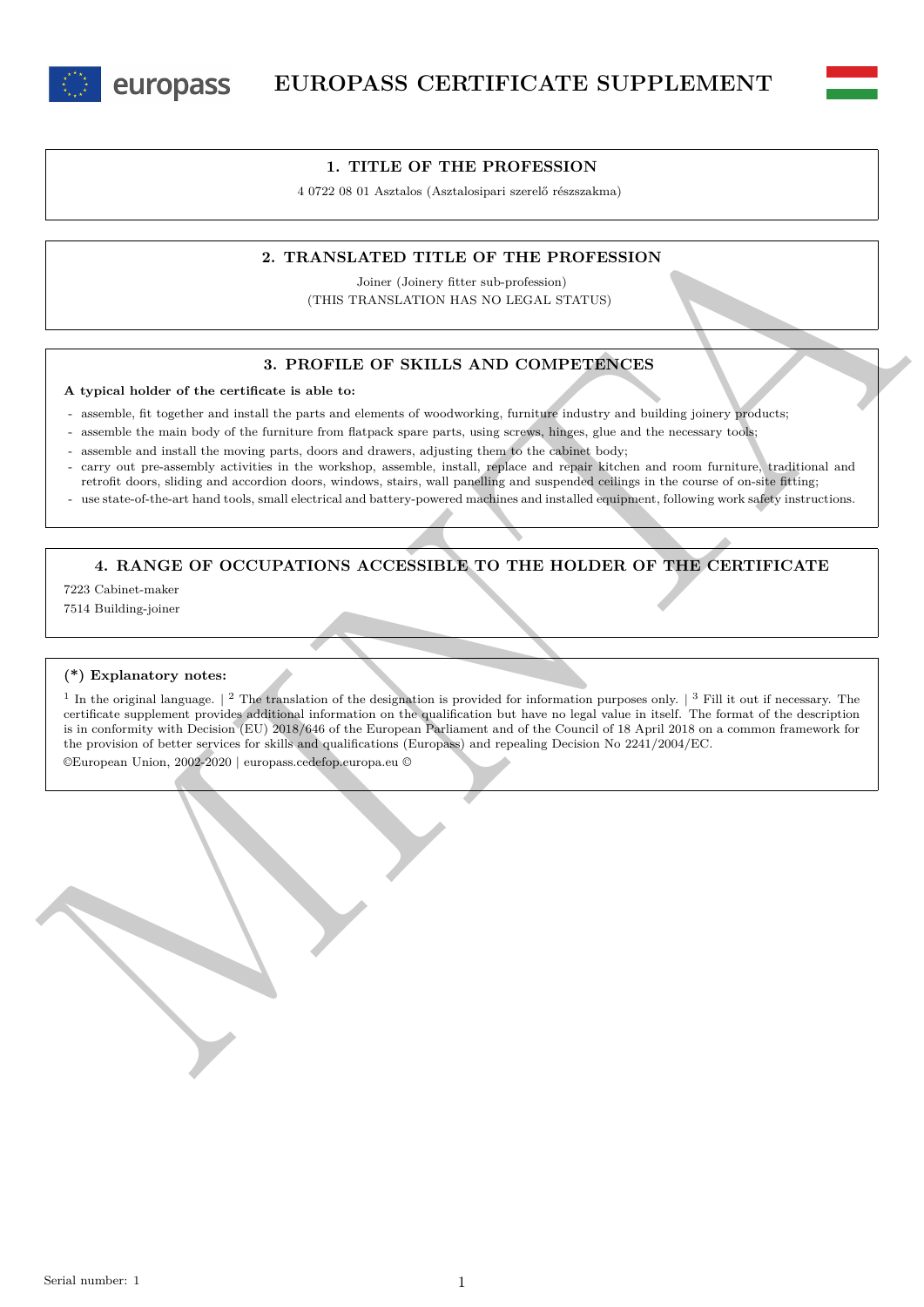# EUROPASS CERTIFICATE SUPPLEMENT

## 1. TITLE OF THE PROFESSION

4 0722 08 01 Asztalos (Asztalosipari szerelő részszakma)

## 2. TRANSLATED TITLE OF THE PROFESSION

Joiner (Joinery fitter sub-profession)
(THIS TRANSLATION HAS NO LEGAL STATUS)

## 3. PROFILE OF SKILLS AND COMPETENCES

**A typical holder of the certificate is able to:**

- assemble, fit together and install the parts and elements of woodworking, furniture industry and building joinery products;
- assemble the main body of the furniture from flatpack spare parts, using screws, hinges, glue and the necessary tools;
- assemble and install the moving parts, doors and drawers, adjusting them to the cabinet body;
- carry out pre-assembly activities in the workshop, assemble, install, replace and repair kitchen and room furniture, traditional and retrofit doors, sliding and accordion doors, windows, stairs, wall panelling and suspended ceilings in the course of on-site fitting;
- use state-of-the-art hand tools, small electrical and battery-powered machines and installed equipment, following work safety instructions.

## 4. RANGE OF OCCUPATIONS ACCESSIBLE TO THE HOLDER OF THE CERTIFICATE

7223 Cabinet-maker

7514 Building-joiner

**(*) Explanatory notes:**

[1] In the original language. | [2] The translation of the designation is provided for information purposes only. | [3] Fill it out if necessary. The certificate supplement provides additional information on the qualification but have no legal value in itself. The format of the description is in conformity with Decision (EU) 2018/646 of the European Parliament and of the Council of 18 April 2018 on a common framework for the provision of better services for skills and qualifications (Europass) and repealing Decision No 2241/2004/EC.

©European Union, 2002-2020 | europass.cedefop.europa.eu ©

Serial number: 1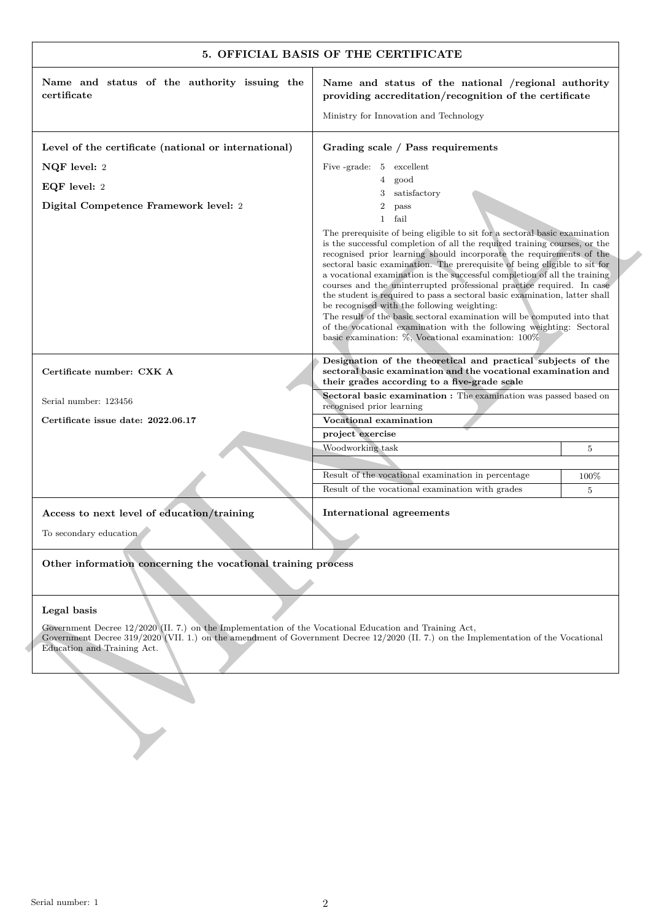## 5. OFFICIAL BASIS OF THE CERTIFICATE

| **Name and status of the authority issuing the certificate** | **Name and status of the national /regional authority providing accreditation/recognition of the certificate**<br><br>Ministry for Innovation and Technology |
|---|---|
| **Level of the certificate (national or international)**<br><br>**NQF level:** 2<br><br>**EQF level:** 2<br><br>**Digital Competence Framework level:** 2 | **Grading scale / Pass requirements**<br><br>Five -grade: 5 excellent<br>4 good<br>3 satisfactory<br>2 pass<br>1 fail<br><br>The prerequisite of being eligible to sit for a sectoral basic examination is the successful completion of all the required training courses, or the recognised prior learning should incorporate the requirements of the sectoral basic examination. The prerequisite of being eligible to sit for a vocational examination is the successful completion of all the training courses and the uninterrupted professional practice required. In case the student is required to pass a sectoral basic examination, latter shall be recognised with the following weighting:<br>The result of the basic sectoral examination will be computed into that of the vocational examination with the following weighting: Sectoral basic examination: %, Vocational examination: 100% |

| **Certificate number: CXK A**<br><br>Serial number: 123456<br><br>**Certificate issue date: 2022.06.17** | **Designation of the theoretical and practical subjects of the sectoral basic examination and the vocational examination and their grades according to a five-grade scale** | |
|---|---|---|
| | **Sectoral basic examination :** The examination was passed based on recognised prior learning | |
| | **Vocational examination** | |
| | **project exercise** | |
| | Woodworking task | 5 |
| | | |
| | Result of the vocational examination in percentage | 100% |
| | Result of the vocational examination with grades | 5 |

| **Access to next level of education/training**<br><br>To secondary education | **International agreements** |
|---|---|

**Other information concerning the vocational training process**

**Legal basis**

Government Decree 12/2020 (II. 7.) on the Implementation of the Vocational Education and Training Act,
Government Decree 319/2020 (VII. 1.) on the amendment of Government Decree 12/2020 (II. 7.) on the Implementation of the Vocational Education and Training Act.

Serial number: 1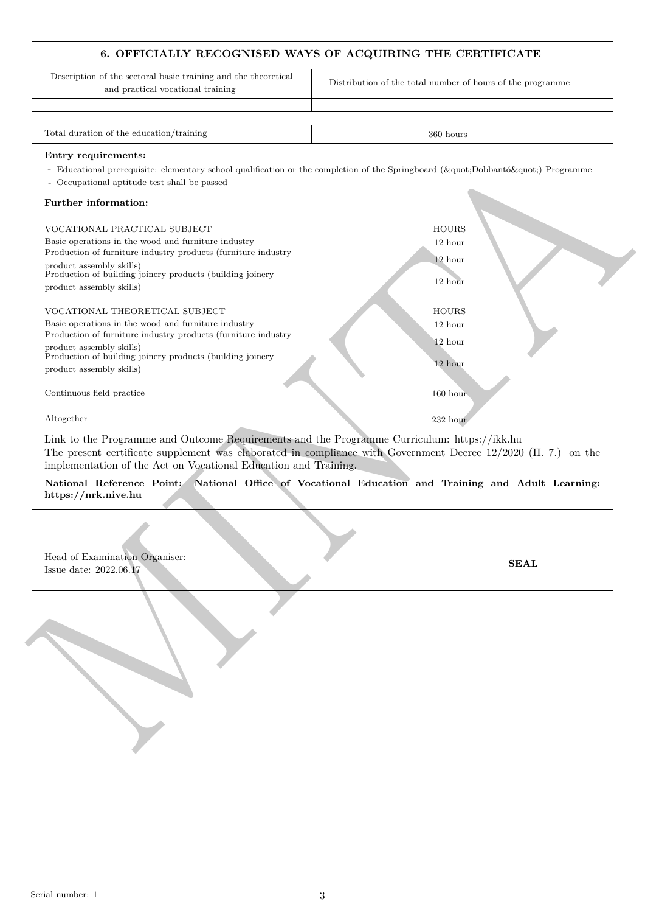## 6. OFFICIALLY RECOGNISED WAYS OF ACQUIRING THE CERTIFICATE

| Description of the sectoral basic training and the theoretical and practical vocational training | Distribution of the total number of hours of the programme |
|---|---|
| | |
| | |
| Total duration of the education/training | 360 hours |

**Entry requirements:**

- Educational prerequisite: elementary school qualification or the completion of the Springboard (&quot;Dobbantó&quot;) Programme
- Occupational aptitude test shall be passed

**Further information:**

| VOCATIONAL PRACTICAL SUBJECT | HOURS |
|---|---|
| Basic operations in the wood and furniture industry | 12 hour |
| Production of furniture industry products (furniture industry product assembly skills) | 12 hour |
| Production of building joinery products (building joinery product assembly skills) | 12 hour |

| VOCATIONAL THEORETICAL SUBJECT | HOURS |
|---|---|
| Basic operations in the wood and furniture industry | 12 hour |
| Production of furniture industry products (furniture industry product assembly skills) | 12 hour |
| Production of building joinery products (building joinery product assembly skills) | 12 hour |
| Continuous field practice | 160 hour |
| Altogether | 232 hour |

Link to the Programme and Outcome Requirements and the Programme Curriculum: https://ikk.hu
The present certificate supplement was elaborated in compliance with Government Decree 12/2020 (II. 7.) on the implementation of the Act on Vocational Education and Training.

**National Reference Point: National Office of Vocational Education and Training and Adult Learning: https://nrk.nive.hu**

Head of Examination Organiser:
Issue date: 2022.06.17

**SEAL**

Serial number: 1